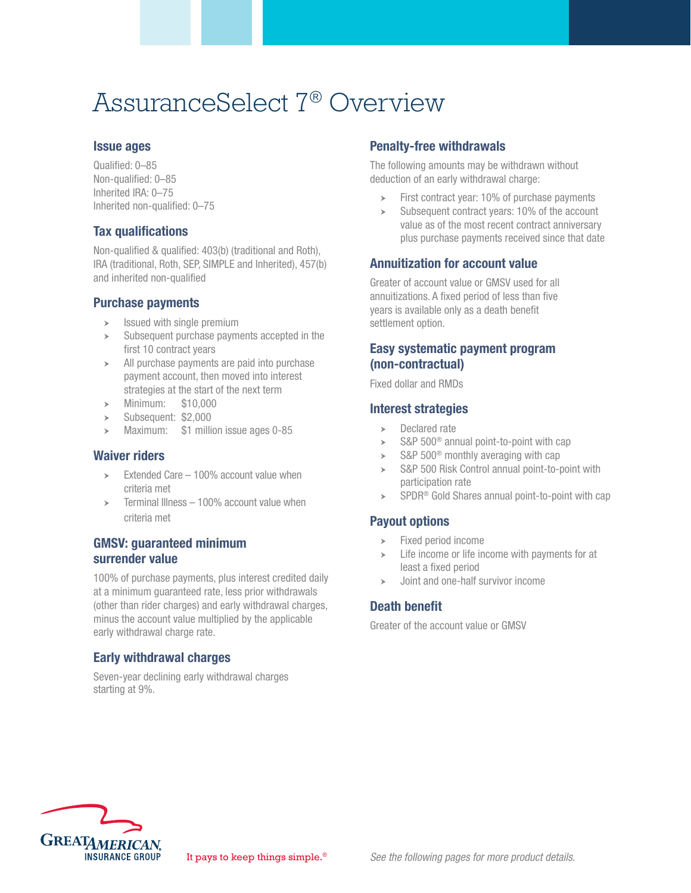# AssuranceSelect 7® Overview

## Issue ages

Qualified: 0–85
Non-qualified: 0–85
Inherited IRA: 0–75
Inherited non-qualified: 0–75

## Tax qualifications

Non-qualified & qualified: 403(b) (traditional and Roth), IRA (traditional, Roth, SEP, SIMPLE and Inherited), 457(b) and inherited non-qualified

## Purchase payments

- Issued with single premium
- Subsequent purchase payments accepted in the first 10 contract years
- All purchase payments are paid into purchase payment account, then moved into interest strategies at the start of the next term
- Minimum: $10,000
- Subsequent: $2,000
- Maximum: $1 million issue ages 0-85

## Waiver riders

- Extended Care – 100% account value when criteria met
- Terminal Illness – 100% account value when criteria met

## GMSV: guaranteed minimum surrender value

100% of purchase payments, plus interest credited daily at a minimum guaranteed rate, less prior withdrawals (other than rider charges) and early withdrawal charges, minus the account value multiplied by the applicable early withdrawal charge rate.

## Early withdrawal charges

Seven-year declining early withdrawal charges starting at 9%.

## Penalty-free withdrawals

The following amounts may be withdrawn without deduction of an early withdrawal charge:

- First contract year: 10% of purchase payments
- Subsequent contract years: 10% of the account value as of the most recent contract anniversary plus purchase payments received since that date

## Annuitization for account value

Greater of account value or GMSV used for all annuitizations. A fixed period of less than five years is available only as a death benefit settlement option.

## Easy systematic payment program (non-contractual)

Fixed dollar and RMDs

## Interest strategies

- Declared rate
- S&P 500® annual point-to-point with cap
- S&P 500® monthly averaging with cap
- S&P 500 Risk Control annual point-to-point with participation rate
- SPDR® Gold Shares annual point-to-point with cap

## Payout options

- Fixed period income
- Life income or life income with payments for at least a fixed period
- Joint and one-half survivor income

## Death benefit

Greater of the account value or GMSV

GREAT AMERICAN INSURANCE GROUP

It pays to keep things simple.®

*See the following pages for more product details.*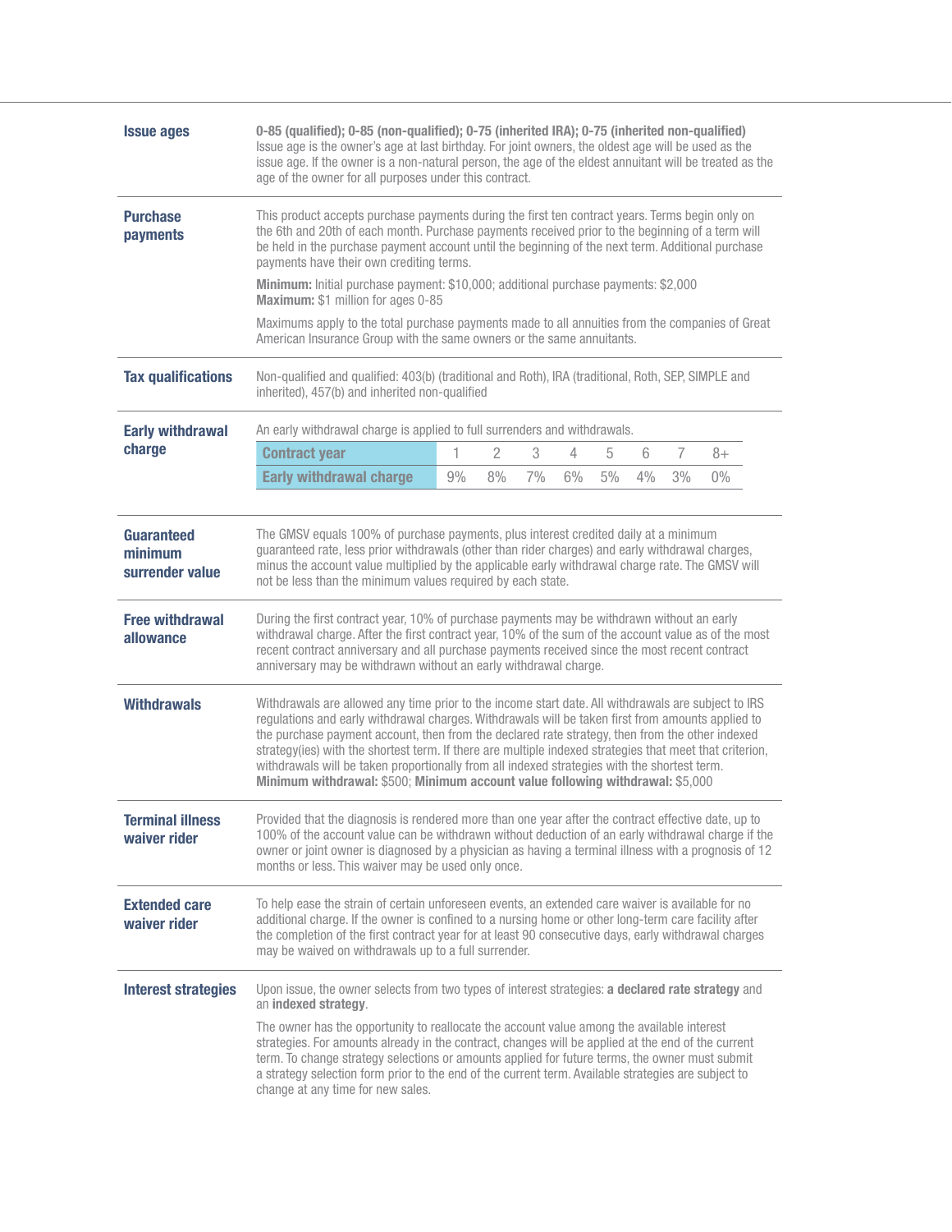### Issue ages

**0-85 (qualified); 0-85 (non-qualified); 0-75 (inherited IRA); 0-75 (inherited non-qualified)**
Issue age is the owner's age at last birthday. For joint owners, the oldest age will be used as the issue age. If the owner is a non-natural person, the age of the eldest annuitant will be treated as the age of the owner for all purposes under this contract.

### Purchase payments

This product accepts purchase payments during the first ten contract years. Terms begin only on the 6th and 20th of each month. Purchase payments received prior to the beginning of a term will be held in the purchase payment account until the beginning of the next term. Additional purchase payments have their own crediting terms.

**Minimum:** Initial purchase payment: $10,000; additional purchase payments: $2,000
**Maximum:** $1 million for ages 0-85

Maximums apply to the total purchase payments made to all annuities from the companies of Great American Insurance Group with the same owners or the same annuitants.

### Tax qualifications

Non-qualified and qualified: 403(b) (traditional and Roth), IRA (traditional, Roth, SEP, SIMPLE and inherited), 457(b) and inherited non-qualified

### Early withdrawal charge

An early withdrawal charge is applied to full surrenders and withdrawals.

| Contract year | 1 | 2 | 3 | 4 | 5 | 6 | 7 | 8+ |
|---|---|---|---|---|---|---|---|---|
| Early withdrawal charge | 9% | 8% | 7% | 6% | 5% | 4% | 3% | 0% |

### Guaranteed minimum surrender value

The GMSV equals 100% of purchase payments, plus interest credited daily at a minimum guaranteed rate, less prior withdrawals (other than rider charges) and early withdrawal charges, minus the account value multiplied by the applicable early withdrawal charge rate. The GMSV will not be less than the minimum values required by each state.

### Free withdrawal allowance

During the first contract year, 10% of purchase payments may be withdrawn without an early withdrawal charge. After the first contract year, 10% of the sum of the account value as of the most recent contract anniversary and all purchase payments received since the most recent contract anniversary may be withdrawn without an early withdrawal charge.

### Withdrawals

Withdrawals are allowed any time prior to the income start date. All withdrawals are subject to IRS regulations and early withdrawal charges. Withdrawals will be taken first from amounts applied to the purchase payment account, then from the declared rate strategy, then from the other indexed strategy(ies) with the shortest term. If there are multiple indexed strategies that meet that criterion, withdrawals will be taken proportionally from all indexed strategies with the shortest term.
**Minimum withdrawal:** $500; **Minimum account value following withdrawal:** $5,000

### Terminal illness waiver rider

Provided that the diagnosis is rendered more than one year after the contract effective date, up to 100% of the account value can be withdrawn without deduction of an early withdrawal charge if the owner or joint owner is diagnosed by a physician as having a terminal illness with a prognosis of 12 months or less. This waiver may be used only once.

### Extended care waiver rider

To help ease the strain of certain unforeseen events, an extended care waiver is available for no additional charge. If the owner is confined to a nursing home or other long-term care facility after the completion of the first contract year for at least 90 consecutive days, early withdrawal charges may be waived on withdrawals up to a full surrender.

### Interest strategies

Upon issue, the owner selects from two types of interest strategies: **a declared rate strategy** and an **indexed strategy**.

The owner has the opportunity to reallocate the account value among the available interest strategies. For amounts already in the contract, changes will be applied at the end of the current term. To change strategy selections or amounts applied for future terms, the owner must submit a strategy selection form prior to the end of the current term. Available strategies are subject to change at any time for new sales.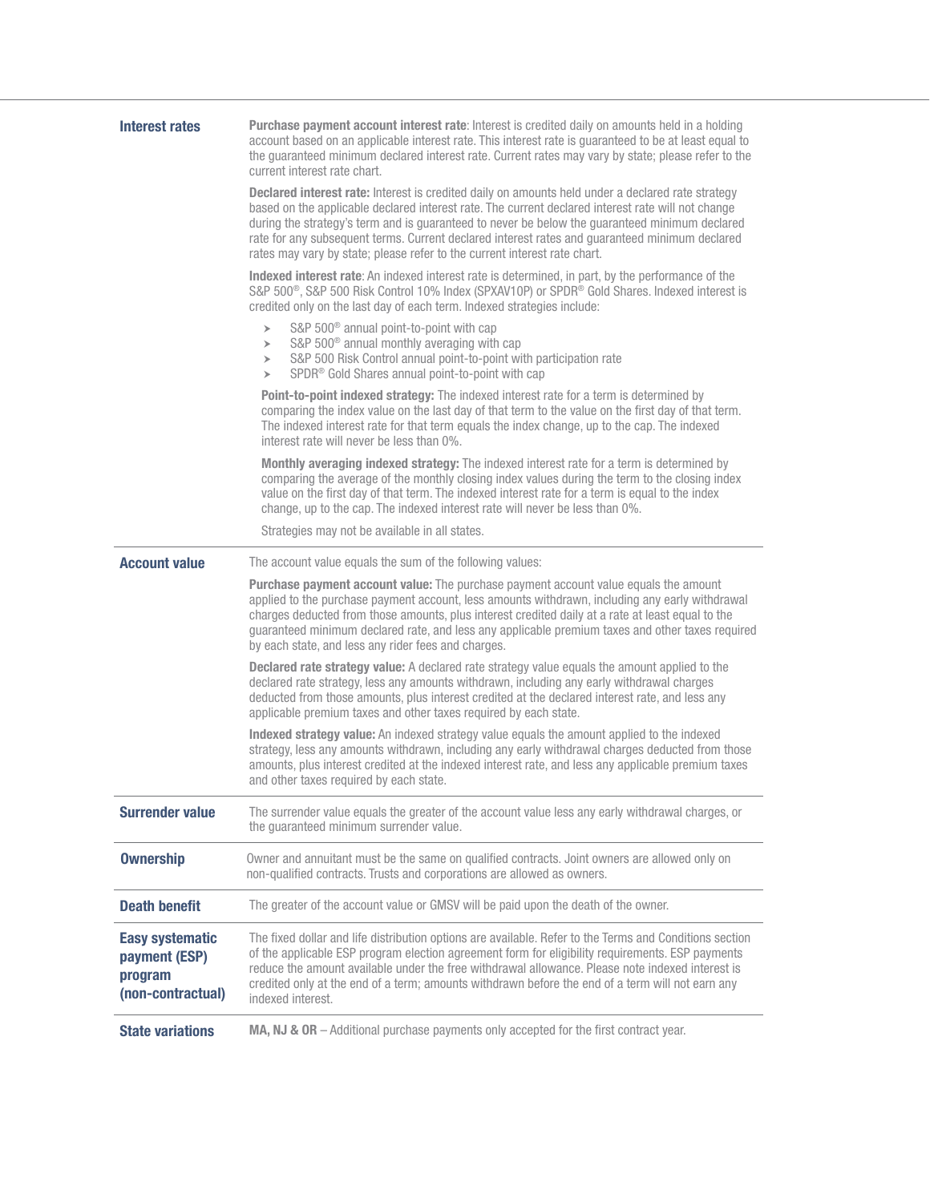## Interest rates

**Purchase payment account interest rate**: Interest is credited daily on amounts held in a holding account based on an applicable interest rate. This interest rate is guaranteed to be at least equal to the guaranteed minimum declared interest rate. Current rates may vary by state; please refer to the current interest rate chart.

**Declared interest rate:** Interest is credited daily on amounts held under a declared rate strategy based on the applicable declared interest rate. The current declared interest rate will not change during the strategy's term and is guaranteed to never be below the guaranteed minimum declared rate for any subsequent terms. Current declared interest rates and guaranteed minimum declared rates may vary by state; please refer to the current interest rate chart.

**Indexed interest rate**: An indexed interest rate is determined, in part, by the performance of the S&P 500®, S&P 500 Risk Control 10% Index (SPXAV10P) or SPDR® Gold Shares. Indexed interest is credited only on the last day of each term. Indexed strategies include:

- S&P 500® annual point-to-point with cap
- S&P 500® annual monthly averaging with cap
- S&P 500 Risk Control annual point-to-point with participation rate
- SPDR® Gold Shares annual point-to-point with cap

**Point-to-point indexed strategy:** The indexed interest rate for a term is determined by comparing the index value on the last day of that term to the value on the first day of that term. The indexed interest rate for that term equals the index change, up to the cap. The indexed interest rate will never be less than 0%.

**Monthly averaging indexed strategy:** The indexed interest rate for a term is determined by comparing the average of the monthly closing index values during the term to the closing index value on the first day of that term. The indexed interest rate for a term is equal to the index change, up to the cap. The indexed interest rate will never be less than 0%.

Strategies may not be available in all states.

## Account value

The account value equals the sum of the following values:

**Purchase payment account value:** The purchase payment account value equals the amount applied to the purchase payment account, less amounts withdrawn, including any early withdrawal charges deducted from those amounts, plus interest credited daily at a rate at least equal to the guaranteed minimum declared rate, and less any applicable premium taxes and other taxes required by each state, and less any rider fees and charges.

**Declared rate strategy value:** A declared rate strategy value equals the amount applied to the declared rate strategy, less any amounts withdrawn, including any early withdrawal charges deducted from those amounts, plus interest credited at the declared interest rate, and less any applicable premium taxes and other taxes required by each state.

**Indexed strategy value:** An indexed strategy value equals the amount applied to the indexed strategy, less any amounts withdrawn, including any early withdrawal charges deducted from those amounts, plus interest credited at the indexed interest rate, and less any applicable premium taxes and other taxes required by each state.

## Surrender value

The surrender value equals the greater of the account value less any early withdrawal charges, or the guaranteed minimum surrender value.

## Ownership

Owner and annuitant must be the same on qualified contracts. Joint owners are allowed only on non-qualified contracts. Trusts and corporations are allowed as owners.

## Death benefit

The greater of the account value or GMSV will be paid upon the death of the owner.

## Easy systematic payment (ESP) program (non-contractual)

The fixed dollar and life distribution options are available. Refer to the Terms and Conditions section of the applicable ESP program election agreement form for eligibility requirements. ESP payments reduce the amount available under the free withdrawal allowance. Please note indexed interest is credited only at the end of a term; amounts withdrawn before the end of a term will not earn any indexed interest.

## State variations

**MA, NJ & OR** – Additional purchase payments only accepted for the first contract year.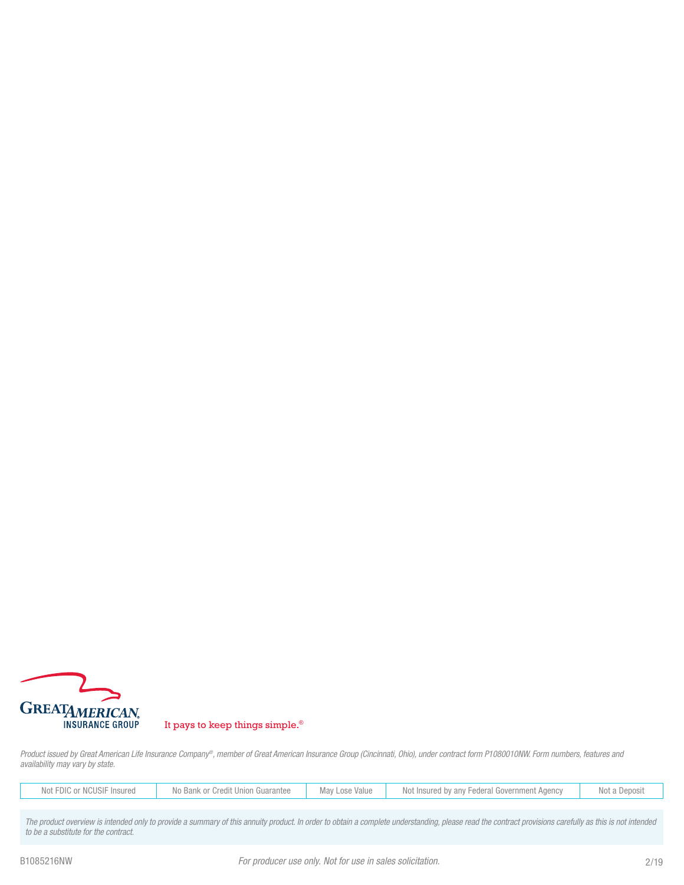GREAT AMERICAN
INSURANCE GROUP

It pays to keep things simple.®

*Product issued by Great American Life Insurance Company®, member of Great American Insurance Group (Cincinnati, Ohio), under contract form P1080010NW. Form numbers, features and availability may vary by state.*

| | | | | |
|---|---|---|---|---|
| Not FDIC or NCUSIF Insured | No Bank or Credit Union Guarantee | May Lose Value | Not Insured by any Federal Government Agency | Not a Deposit |

*The product overview is intended only to provide a summary of this annuity product. In order to obtain a complete understanding, please read the contract provisions carefully as this is not intended to be a substitute for the contract.*

B1085216NW

*For producer use only. Not for use in sales solicitation.*

2/19